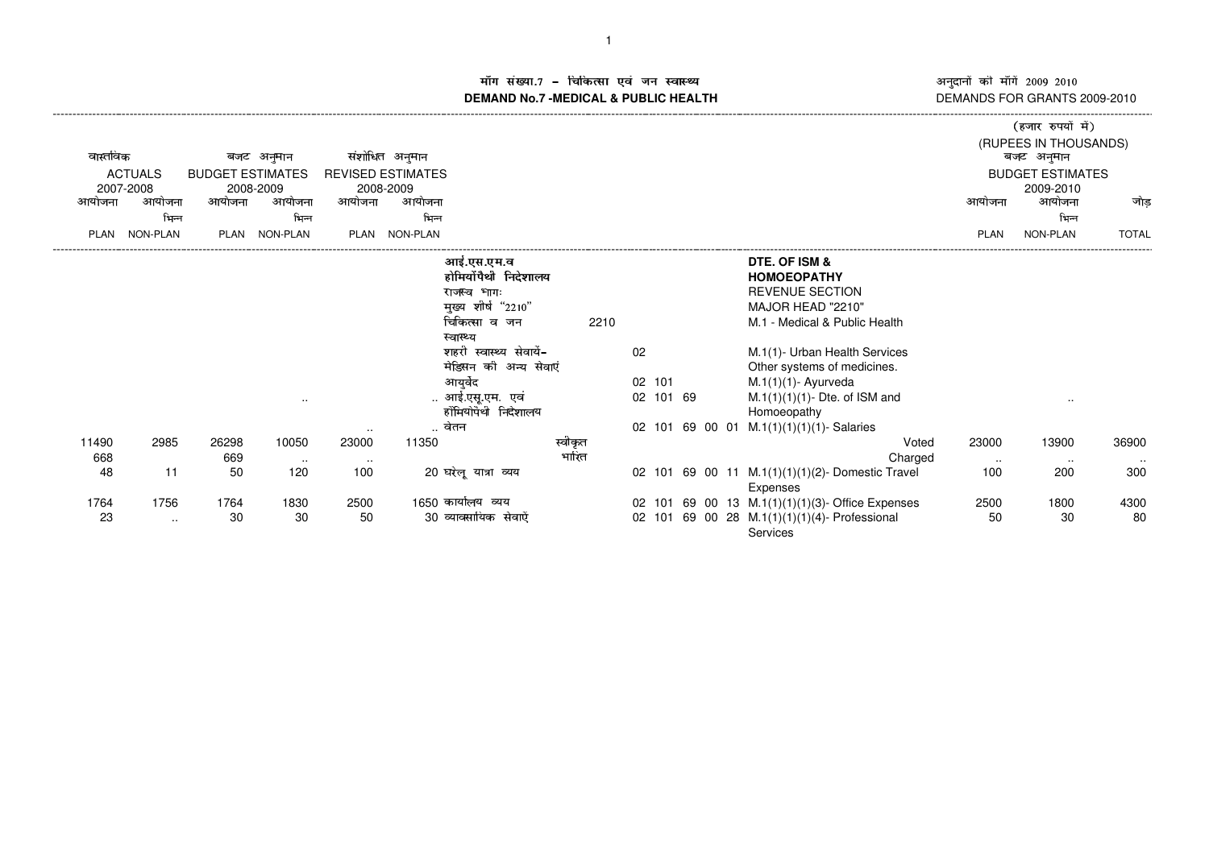# मॉंग संख्या.7 – चिकित्सा एवं जन स्वास्थ्य
# DEMAND No.7 -MEDICAL & PUBLIC HEALTH

अनुदानों की मॉंगें 2009 2010
DEMANDS FOR GRANTS 2009-2010

(हजार रुपयों में)
(RUPEES IN THOUSANDS)

| वास्तविक ACTUALS 2007-2008 | | बजट अनुमान BUDGET ESTIMATES 2008-2009 | | संशोधित अनुमान REVISED ESTIMATES 2008-2009 | | | | | | बजट अनुमान BUDGET ESTIMATES 2009-2010 | | |
|---|---|---|---|---|---|---|---|---|---|---|---|---|
| आयोजना PLAN | आयोजना भिन्न NON-PLAN | आयोजना PLAN | आयोजना भिन्न NON-PLAN | आयोजना PLAN | आयोजना भिन्न NON-PLAN | | | | | आयोजना PLAN | आयोजना भिन्न NON-PLAN | जोड़ TOTAL |
| | | | | | | आई.एस.एम.व होमियोपैथी निदेशालय | | | **DTE. OF ISM & HOMOEOPATHY** | | | |
| | | | | | | राजस्व भाग: | | | REVENUE SECTION | | | |
| | | | | | | मुख्य शीर्ष "2210" | | | MAJOR HEAD "2210" | | | |
| | | | | | | चिकित्सा व जन स्वास्थ्य | | 2210 | M.1 - Medical & Public Health | | | |
| | | | | | | शहरी स्वास्थ्य सेवायें- मेडिसिन की अन्य सेवाएं | | 02 | M.1(1)- Urban Health Services Other systems of medicines. | | | |
| | | | | | | आयुर्वेद | | 02 101 | M.1(1)(1)- Ayurveda | | | |
| | | | .. | | .. | आई.एस.एम. एवं होमियोपैथी निदेशालय | | 02 101 69 | M.1(1)(1)(1)- Dte. of ISM and Homoeopathy | | .. | |
| | | | | .. | .. | वेतन | | 02 101 69 00 01 | M.1(1)(1)(1)(1)- Salaries | | | |
| 11490 | 2985 | 26298 | 10050 | 23000 | 11350 | | स्वीकृत | | Voted | 23000 | 13900 | 36900 |
| 668 | | 669 | .. | .. | | | भारित | | Charged | .. | .. | .. |
| 48 | 11 | 50 | 120 | 100 | 20 | घरेलू यात्रा व्यय | | 02 101 69 00 11 | M.1(1)(1)(1)(2)- Domestic Travel Expenses | 100 | 200 | 300 |
| 1764 | 1756 | 1764 | 1830 | 2500 | 1650 | कार्यालय व्यय | | 02 101 69 00 13 | M.1(1)(1)(1)(3)- Office Expenses | 2500 | 1800 | 4300 |
| 23 | .. | 30 | 30 | 50 | 30 | व्यावसायिक सेवाऐं | | 02 101 69 00 28 | M.1(1)(1)(1)(4)- Professional Services | 50 | 30 | 80 |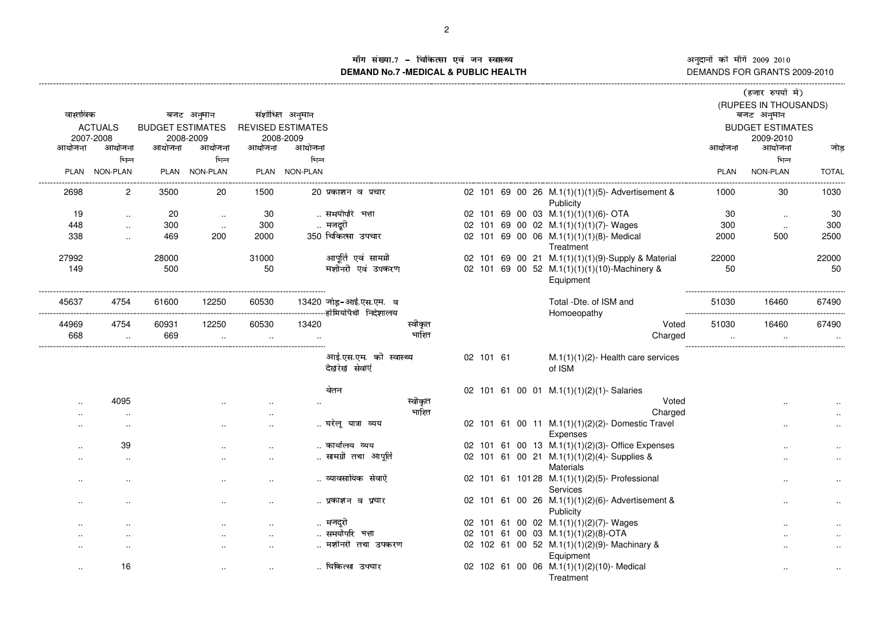# मॉंग संख्या.7 – चिकित्सा एवं जन स्वास्थ्य
# DEMAND No.7 -MEDICAL & PUBLIC HEALTH

अनुदानों की मॉंगें 2009 2010
DEMANDS FOR GRANTS 2009-2010

(हजार रुपयों में)
(RUPEES IN THOUSANDS)

| वास्तविक ACTUALS 2007-2008 | | बजट अनुमान BUDGET ESTIMATES 2008-2009 | | संशोधित अनुमान REVISED ESTIMATES 2008-2009 | | | | | | बजट अनुमान BUDGET ESTIMATES 2009-2010 | | |
|---|---|---|---|---|---|---|---|---|---|---|---|---|
| आयोजना PLAN | आयोजना भिन्न NON-PLAN | आयोजना PLAN | आयोजना भिन्न NON-PLAN | आयोजना PLAN | आयोजना भिन्न NON-PLAN | | | | | आयोजना PLAN | आयोजना भिन्न NON-PLAN | जोड़ TOTAL |
| 2698 | 2 | 3500 | 20 | 1500 | 20 | प्रकाशन व प्रचार | | 02 101 69 00 26 | M.1(1)(1)(1)(5)- Advertisement & Publicity | 1000 | 30 | 1030 |
| 19 | .. | 20 | .. | 30 | .. | समयोपरि भत्ता | | 02 101 69 00 03 | M.1(1)(1)(1)(6)- OTA | 30 | .. | 30 |
| 448 | .. | 300 | .. | 300 | .. | मजदूरी | | 02 101 69 00 02 | M.1(1)(1)(1)(7)- Wages | 300 | .. | 300 |
| 338 | .. | 469 | 200 | 2000 | 350 | चिकित्सा उपचार | | 02 101 69 00 06 | M.1(1)(1)(1)(8)- Medical Treatment | 2000 | 500 | 2500 |
| 27992 | | 28000 | | 31000 | | आपूर्ति एवं सामग्री | | 02 101 69 00 21 | M.1(1)(1)(1)(9)-Supply & Material | 22000 | | 22000 |
| 149 | | 500 | | 50 | | मशीनरी एवं उपकरण | | 02 101 69 00 52 | M.1(1)(1)(1)(10)-Machinery & Equipment | 50 | | 50 |
| 45637 | 4754 | 61600 | 12250 | 60530 | 13420 | जोड़-आई.एस.एम. व होमियोपैथी निदेशालय | | | Total -Dte. of ISM and Homoeopathy | 51030 | 16460 | 67490 |
| 44969 | 4754 | 60931 | 12250 | 60530 | 13420 | | स्वीकृत | | Voted | 51030 | 16460 | 67490 |
| 668 | .. | 669 | .. | .. | .. | | भारित | | Charged | .. | .. | .. |
| | | | | | | आई.एस.एम. की स्वास्थ्य देखरेख सेवाएं | | 02 101 61 | M.1(1)(1)(2)- Health care services of ISM | | | |
| | | | | | | वेतन | | 02 101 61 00 01 | M.1(1)(1)(2)(1)- Salaries | | | |
| .. | 4095 | | .. | .. | .. | | स्वीकृत | | Voted | | .. | .. |
| .. | .. | | | .. | | | भारित | | Charged | | | .. |
| .. | .. | | .. | .. | .. | घरेलू यात्रा व्यय | | 02 101 61 00 11 | M.1(1)(1)(2)(2)- Domestic Travel Expenses | | .. | .. |
| .. | 39 | | .. | .. | .. | कार्यालय व्यय | | 02 101 61 00 13 | M.1(1)(1)(2)(3)- Office Expenses | | .. | .. |
| .. | .. | | .. | .. | .. | सामग्री तथा आपूर्ति | | 02 101 61 00 21 | M.1(1)(1)(2)(4)- Supplies & Materials | | .. | .. |
| .. | .. | | .. | .. | .. | व्यावसायिक सेवाएं | | 02 101 61 101 28 | M.1(1)(1)(2)(5)- Professional Services | | .. | .. |
| .. | .. | | .. | .. | .. | प्रकाशन व प्रचार | | 02 101 61 00 26 | M.1(1)(1)(2)(6)- Advertisement & Publicity | | .. | .. |
| .. | .. | | .. | .. | .. | मजदूरी | | 02 101 61 00 02 | M.1(1)(1)(2)(7)- Wages | | .. | .. |
| .. | .. | | .. | .. | .. | समयोपरि भत्ता | | 02 101 61 00 03 | M.1(1)(1)(2)(8)-OTA | | .. | .. |
| .. | .. | | .. | .. | .. | मशीनरी तथा उपकरण | | 02 102 61 00 52 | M.1(1)(1)(2)(9)- Machinary & Equipment | | .. | .. |
| .. | 16 | | .. | .. | .. | चिकित्सा उपचार | | 02 102 61 00 06 | M.1(1)(1)(2)(10)- Medical Treatment | | .. | .. |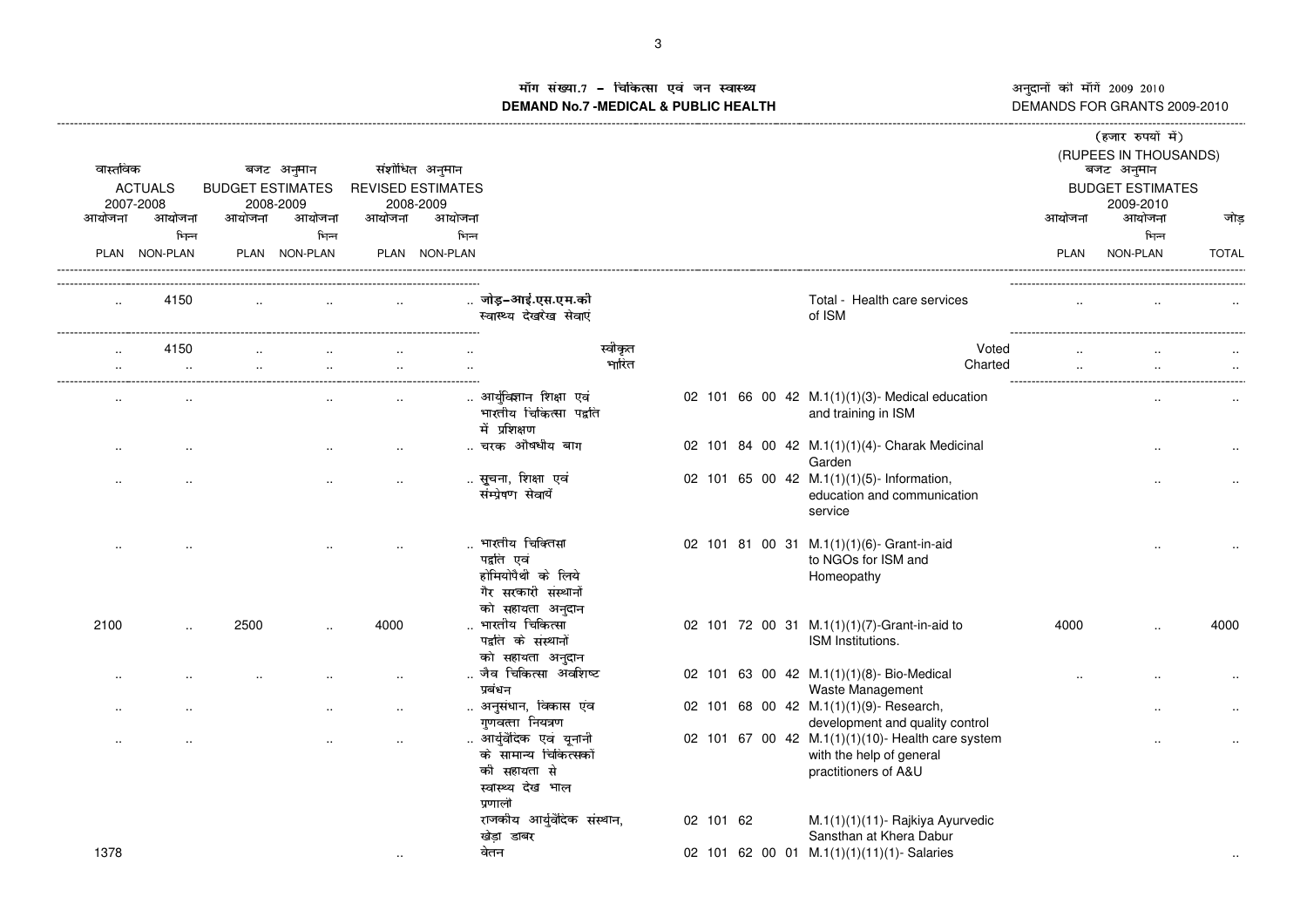## मॉग संख्या.7 – चिकित्सा एवं जन स्वास्थ्य
## DEMAND No.7 -MEDICAL & PUBLIC HEALTH

अनुदानों की माँगें 2009 2010
DEMANDS FOR GRANTS 2009-2010

(हजार रुपयों में)
(RUPEES IN THOUSANDS)

| वास्तविक ACTUALS 2007-2008 | | बजट अनुमान BUDGET ESTIMATES 2008-2009 | | संशोधित अनुमान REVISED ESTIMATES 2008-2009 | | | | | बजट अनुमान BUDGET ESTIMATES 2009-2010 | | |
|---|---|---|---|---|---|---|---|---|---|---|---|
| आयोजना PLAN | आयोजना भिन्न NON-PLAN | आयोजना PLAN | आयोजना भिन्न NON-PLAN | आयोजना PLAN | आयोजना भिन्न NON-PLAN | | | | आयोजना PLAN | आयोजना भिन्न NON-PLAN | जोड़ TOTAL |
| .. | 4150 | .. | .. | .. | .. | जोड़–आई.एस.एम.की स्वास्थ्य देखरेख सेवाएं | | Total - Health care services of ISM | .. | .. | .. |
| .. | 4150 | .. | .. | .. | .. | स्वीकृत | | Voted | .. | .. | .. |
| .. | .. | .. | .. | .. | .. | भारित | | Charted | .. | .. | .. |
| .. | .. | | .. | .. | .. | आयुर्विज्ञान शिक्षा एवं भारतीय चिकित्सा पद्वति में प्रशिक्षण | 02 101 66 00 42 | M.1(1)(1)(3)- Medical education and training in ISM | | .. | .. |
| .. | .. | | .. | .. | .. | चरक औषधीय बाग | 02 101 84 00 42 | M.1(1)(1)(4)- Charak Medicinal Garden | | .. | .. |
| .. | .. | | .. | .. | .. | सुचना, शिक्षा एवं संम्प्रेषण सेवायें | 02 101 65 00 42 | M.1(1)(1)(5)- Information, education and communication service | | .. | .. |
| .. | .. | | .. | .. | .. | भारतीय चिक्तिसा पद्वति एवं होमियोपैथी के लिये गैर सरकारी संस्थानों को सहायता अनुदान | 02 101 81 00 31 | M.1(1)(1)(6)- Grant-in-aid to NGOs for ISM and Homeopathy | | .. | .. |
| 2100 | .. | 2500 | .. | 4000 | .. | भारतीय चिकित्सा पद्वति के संस्थानों को सहायता अनुदान | 02 101 72 00 31 | M.1(1)(1)(7)-Grant-in-aid to ISM Institutions. | 4000 | .. | 4000 |
| .. | .. | .. | .. | .. | .. | जैव चिकित्सा अवशिष्ट प्रबंधन | 02 101 63 00 42 | M.1(1)(1)(8)- Bio-Medical Waste Management | .. | .. | .. |
| .. | .. | | .. | .. | .. | अनुसंधान, विकास एंव गुणवत्ता नियत्रण | 02 101 68 00 42 | M.1(1)(1)(9)- Research, development and quality control | | .. | .. |
| .. | .. | | .. | .. | .. | आर्युवेदिक एव यूनानी के सामान्य चिकित्सकों की सहायता से स्वास्थ्य देख भाल प्रणालो | 02 101 67 00 42 | M.1(1)(1)(10)- Health care system with the help of general practitioners of A&U | | .. | .. |
| | | | | | | राजकीय आर्युवेदिक संस्थान, खेड़ा डाबर | 02 101 62 | M.1(1)(1)(11)- Rajkiya Ayurvedic Sansthan at Khera Dabur | | | |
| 1378 | | | | .. | | वेतन | 02 101 62 00 01 | M.1(1)(1)(11)(1)- Salaries | | | .. |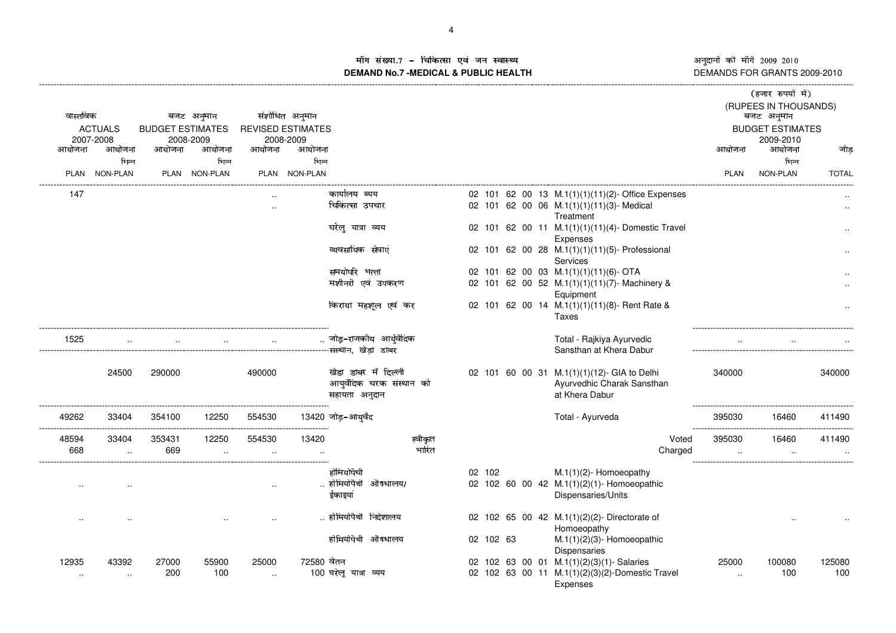## मॉग संख्या.7 – चिकित्सा एवं जन स्वास्थ्य
## DEMAND No.7 -MEDICAL & PUBLIC HEALTH

अनुदानों की माँगें 2009 2010
DEMANDS FOR GRANTS 2009-2010

(हजार रुपयों में)
(RUPEES IN THOUSANDS)

| वास्तविक ACTUALS 2007-2008 | | बजट अनुमान BUDGET ESTIMATES 2008-2009 | | संशोधित अनुमान REVISED ESTIMATES 2008-2009 | | | | | बजट अनुमान BUDGET ESTIMATES 2009-2010 | | |
|---|---|---|---|---|---|---|---|---|---|---|---|
| आयोजना PLAN | आयोजना भिन्न NON-PLAN | आयोजना PLAN | आयोजना भिन्न NON-PLAN | आयोजना PLAN | आयोजना भिन्न NON-PLAN | | | | आयोजना PLAN | आयोजना भिन्न NON-PLAN | जोड़ TOTAL |
| 147 | | | | .. | | कार्यालय व्यय | 02 101 62 00 13 | M.1(1)(1)(11)(2)- Office Expenses | | | .. |
| | | | | .. | | चिकित्सा उपचार | 02 101 62 00 06 | M.1(1)(1)(11)(3)- Medical Treatment | | | .. |
| | | | | | | घरेलु यात्रा व्यय | 02 101 62 00 11 | M.1(1)(1)(11)(4)- Domestic Travel Expenses | | | .. |
| | | | | | | व्यवसायिक सेवाएं | 02 101 62 00 28 | M.1(1)(1)(11)(5)- Professional Services | | | .. |
| | | | | | | समयोपरि भत्ता | 02 101 62 00 03 | M.1(1)(1)(11)(6)- OTA | | | .. |
| | | | | | | मशीनरी एवं उपकरण | 02 101 62 00 52 | M.1(1)(1)(11)(7)- Machinery & Equipment | | | .. |
| | | | | | | किराया महशूल एवं कर | 02 101 62 00 14 | M.1(1)(1)(11)(8)- Rent Rate & Taxes | | | .. |
| 1525 | .. | .. | .. | .. | .. | जोड़-राजकीय आयुर्वेदिक संस्थान, खेड़ा डाबर | | Total - Rajkiya Ayurvedic Sansthan at Khera Dabur | .. | .. | .. |
| | 24500 | 290000 | | 490000 | | खेडा डाबर में दिल्ली आयुर्वेदिक चरक संस्थान को सहायता अनुदान | 02 101 60 00 31 | M.1(1)(1)(12)- GIA to Delhi Ayurvedhic Charak Sansthan at Khera Dabur | 340000 | | 340000 |
| 49262 | 33404 | 354100 | 12250 | 554530 | 13420 | जोड़-आयुर्वेद | | Total - Ayurveda | 395030 | 16460 | 411490 |
| 48594 | 33404 | 353431 | 12250 | 554530 | 13420 | स्वीकृत | | Voted | 395030 | 16460 | 411490 |
| 668 | .. | 669 | .. | .. | .. | भारित | | Charged | .. | .. | .. |
| | | | | | | होमियोपैथी | 02 102 | M.1(1)(2)- Homoeopathy | | | |
| .. | .. | | | .. | .. | होमियोपैथी औषधालय/ ईकाइयां | 02 102 60 00 42 | M.1(1)(2)(1)- Homoeopathic Dispensaries/Units | | | |
| .. | .. | | .. | .. | .. | होमियोपैथी निदेशालय | 02 102 65 00 42 | M.1(1)(2)(2)- Directorate of Homoeopathy | | .. | .. |
| | | | | | | होमियोपैथी औषधालय | 02 102 63 | M.1(1)(2)(3)- Homoeopathic Dispensaries | | | |
| 12935 | 43392 | 27000 | 55900 | 25000 | 72580 | वेतन | 02 102 63 00 01 | M.1(1)(2)(3)(1)- Salaries | 25000 | 100080 | 125080 |
| .. | .. | 200 | 100 | .. | 100 | घरेलू यात्रा व्यय | 02 102 63 00 11 | M.1(1)(2)(3)(2)-Domestic Travel Expenses | .. | 100 | 100 |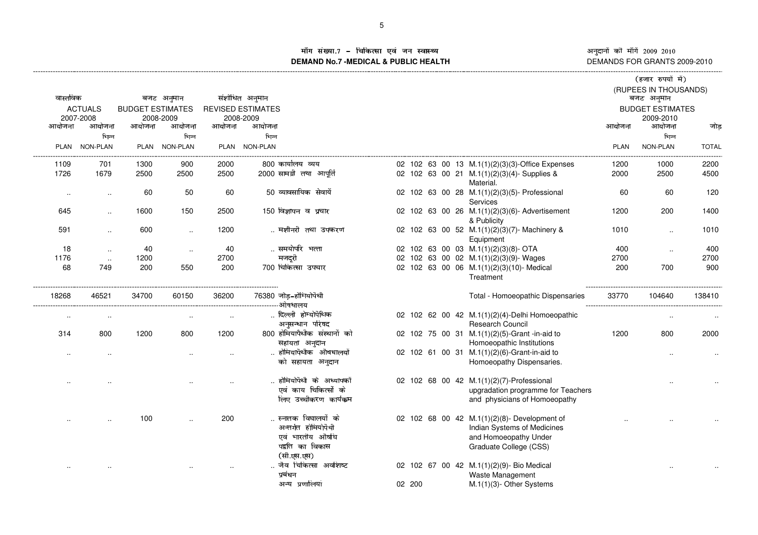# मॉंग संख्या.7 – चिकित्सा एवं जन स्वास्थ्य
# DEMAND No.7 -MEDICAL & PUBLIC HEALTH

अनुदानों की मॉंगें 2009 2010
DEMANDS FOR GRANTS 2009-2010

(हजार रुपयों में)
(RUPEES IN THOUSANDS)

| वास्तविक ACTUALS 2007-2008 | | बजट अनुमान BUDGET ESTIMATES 2008-2009 | | संशोधित अनुमान REVISED ESTIMATES 2008-2009 | | | | | बजट अनुमान BUDGET ESTIMATES 2009-2010 | | |
|---|---|---|---|---|---|---|---|---|---|---|---|
| आयोजना PLAN | आयोजना भिन्न NON-PLAN | आयोजना PLAN | आयोजना भिन्न NON-PLAN | आयोजना PLAN | आयोजना भिन्न NON-PLAN | | | | आयोजना PLAN | आयोजना भिन्न NON-PLAN | जोड़ TOTAL |
| 1109 | 701 | 1300 | 900 | 2000 | 800 | कार्यालय व्यय | 02 102 63 00 13 | M.1(1)(2)(3)(3)-Office Expenses | 1200 | 1000 | 2200 |
| 1726 | 1679 | 2500 | 2500 | 2500 | 2000 | सामग्री तथा आपूर्ति | 02 102 63 00 21 | M.1(1)(2)(3)(4)- Supplies & Material. | 2000 | 2500 | 4500 |
| .. | .. | 60 | 50 | 60 | 50 | व्यावसायिक सेवायें | 02 102 63 00 28 | M.1(1)(2)(3)(5)- Professional Services | 60 | 60 | 120 |
| 645 | .. | 1600 | 150 | 2500 | 150 | विज्ञापन व प्रचार | 02 102 63 00 26 | M.1(1)(2)(3)(6)- Advertisement & Publicity | 1200 | 200 | 1400 |
| 591 | .. | 600 | .. | 1200 | .. | मशीनरी तथा उपकरण | 02 102 63 00 52 | M.1(1)(2)(3)(7)- Machinery & Equipment | 1010 | .. | 1010 |
| 18 | .. | 40 | .. | 40 | .. | समयोपरि भत्ता | 02 102 63 00 03 | M.1(1)(2)(3)(8)- OTA | 400 | .. | 400 |
| 1176 | .. | 1200 | | 2700 | | मजदूरी | 02 102 63 00 02 | M.1(1)(2)(3)(9)- Wages | 2700 | | 2700 |
| 68 | 749 | 200 | 550 | 200 | 700 | चिकित्सा उपचार | 02 102 63 00 06 | M.1(1)(2)(3)(10)- Medical Treatment | 200 | 700 | 900 |
| 18268 | 46521 | 34700 | 60150 | 36200 | 76380 | जोड़-होमियोपैथी औषधालय | | Total - Homoeopathic Dispensaries | 33770 | 104640 | 138410 |
| .. | .. | | .. | .. | .. | दिल्ली होम्योपैथिक अनुसन्धान परिषद | 02 102 62 00 42 | M.1(1)(2)(4)-Delhi Homoeopathic Research Council | | .. | .. |
| 314 | 800 | 1200 | 800 | 1200 | 800 | होमियापैथीक संस्थानों को सहायता अनुदान | 02 102 75 00 31 | M.1(1)(2)(5)-Grant -in-aid to Homoeopathic Institutions | 1200 | 800 | 2000 |
| .. | .. | | .. | .. | .. | होमियापैथीक औषधालयों को सहायता अनुदान | 02 102 61 00 31 | M.1(1)(2)(6)-Grant-in-aid to Homoeopathy Dispensaries. | | .. | .. |
| .. | .. | | .. | .. | .. | होमियोपैथी के अध्यापकों एवं काय चिकित्सों के लिए उच्चीकरण कार्यक्रम | 02 102 68 00 42 | M.1(1)(2)(7)-Professional upgradation programme for Teachers and physicians of Homoeopathy | | .. | .. |
| .. | .. | 100 | .. | 200 | .. | स्नातक विघालयों के अन्तर्गत होमियोपैथी एवं भारतीय औषधि पद्वति का विकास (सी.एस.एस) | 02 102 68 00 42 | M.1(1)(2)(8)- Development of Indian Systems of Medicines and Homoeopathy Under Graduate College (CSS) | .. | .. | .. |
| .. | .. | | .. | .. | .. | जैव चिकित्सा अवशिष्ट प्रबंधन | 02 102 67 00 42 | M.1(1)(2)(9)- Bio Medical Waste Management | | .. | .. |
| | | | | | | अन्य प्रणालियां | 02 200 | M.1(1)(3)- Other Systems | | | |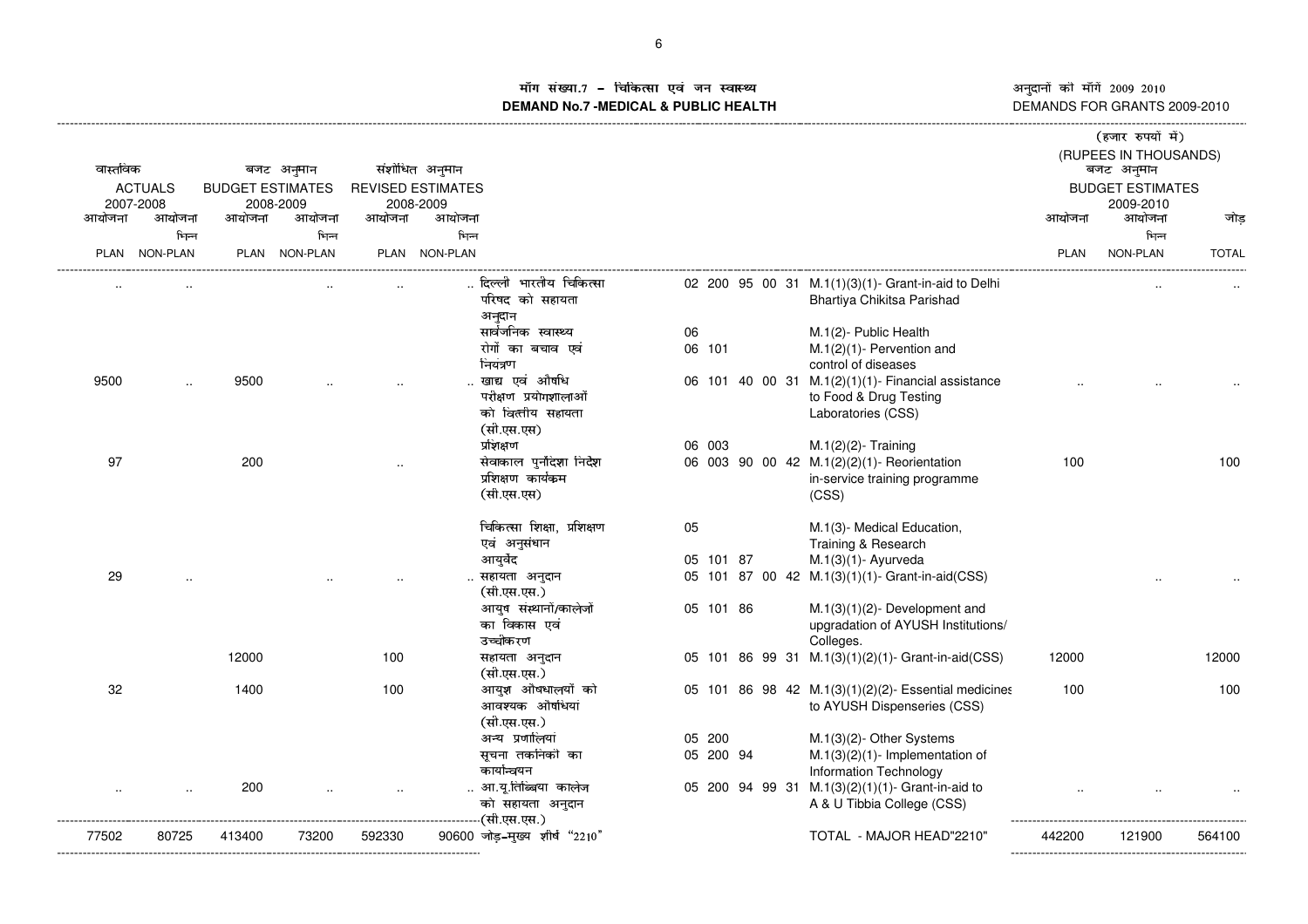# माँग संख्या.7 – चिकित्सा एवं जन स्वास्थ्य
# DEMAND No.7 -MEDICAL & PUBLIC HEALTH

अनुदानों की माँगें 2009 2010
DEMANDS FOR GRANTS 2009-2010

(हजार रुपयों में)
(RUPEES IN THOUSANDS)

| वास्तविक ACTUALS 2007-2008 | | बजट अनुमान BUDGET ESTIMATES 2008-2009 | | संशोधित अनुमान REVISED ESTIMATES 2008-2009 | | | | | | बजट अनुमान BUDGET ESTIMATES 2009-2010 | | |
|---|---|---|---|---|---|---|---|---|---|---|---|---|
| आयोजना PLAN | आयोजना भिन्न NON-PLAN | आयोजना PLAN | आयोजना भिन्न NON-PLAN | आयोजना PLAN | आयोजना भिन्न NON-PLAN | | | | | आयोजना PLAN | आयोजना भिन्न NON-PLAN | जोड़ TOTAL |
| .. | .. | | .. | .. | .. | दिल्ली भारतीय चिकित्सा परिषद को सहायता अनुदान | 02 200 95 00 31 | M.1(1)(3)(1)- Grant-in-aid to Delhi Bhartiya Chikitsa Parishad | | | .. | .. |
| | | | | | | सार्वजनिक स्वास्थ्य | 06 | M.1(2)- Public Health | | | | |
| | | | | | | रोगों का बचाव एवं नियंत्रण | 06 101 | M.1(2)(1)- Pervention and control of diseases | | | | |
| 9500 | .. | 9500 | .. | .. | .. | खाद्य एवं औषधि परीक्षण प्रयोगशालाओं को वित्तीय सहायता (सी.एस.एस) | 06 101 40 00 31 | M.1(2)(1)(1)- Financial assistance to Food & Drug Testing Laboratories (CSS) | | .. | .. | .. |
| | | | | | | प्रशिक्षण | 06 003 | M.1(2)(2)- Training | | | | |
| 97 | | 200 | | .. | | सेवाकाल पुर्नोदेश निदेश प्रशिक्षण कार्यक्रम (सी.एस.एस) | 06 003 90 00 42 | M.1(2)(2)(1)- Reorientation in-service training programme (CSS) | | 100 | | 100 |
| | | | | | | चिकित्सा शिक्षा, प्रशिक्षण एवं अनुसंधान | 05 | M.1(3)- Medical Education, Training & Research | | | | |
| | | | | | | आयुर्वेद | 05 101 87 | M.1(3)(1)- Ayurveda | | | | |
| 29 | .. | | .. | .. | .. | सहायता अनुदान (सी.एस.एस.) | 05 101 87 00 42 | M.1(3)(1)(1)- Grant-in-aid(CSS) | | | .. | .. |
| | | | | | | आयुष संस्थानों/कालेजों का विकास एवं उच्चीकरण | 05 101 86 | M.1(3)(1)(2)- Development and upgradation of AYUSH Institutions/ Colleges. | | | | |
| | | 12000 | | 100 | | सहायता अनुदान (सी.एस.एस.) | 05 101 86 99 31 | M.1(3)(1)(2)(1)- Grant-in-aid(CSS) | | 12000 | | 12000 |
| 32 | | 1400 | | 100 | | आयुश औषधालयों को आवश्यक औषधियां (सी.एस.एस.) | 05 101 86 98 42 | M.1(3)(1)(2)(2)- Essential medicines to AYUSH Dispenseries (CSS) | | 100 | | 100 |
| | | | | | | अन्य प्रणालियां | 05 200 | M.1(3)(2)- Other Systems | | | | |
| | | | | | | सूचना तकनिकी का कार्यान्वयन | 05 200 94 | M.1(3)(2)(1)- Implementation of Information Technology | | | | |
| .. | .. | 200 | .. | .. | .. | आ.यू.तिब्बिया कालेज को सहायता अनुदान (सी.एस.एस.) | 05 200 94 99 31 | M.1(3)(2)(1)(1)- Grant-in-aid to A & U Tibbia College (CSS) | | .. | .. | .. |
| 77502 | 80725 | 413400 | 73200 | 592330 | 90600 | जोड़-मुख्य शीर्ष "2210" | | TOTAL - MAJOR HEAD"2210" | | 442200 | 121900 | 564100 |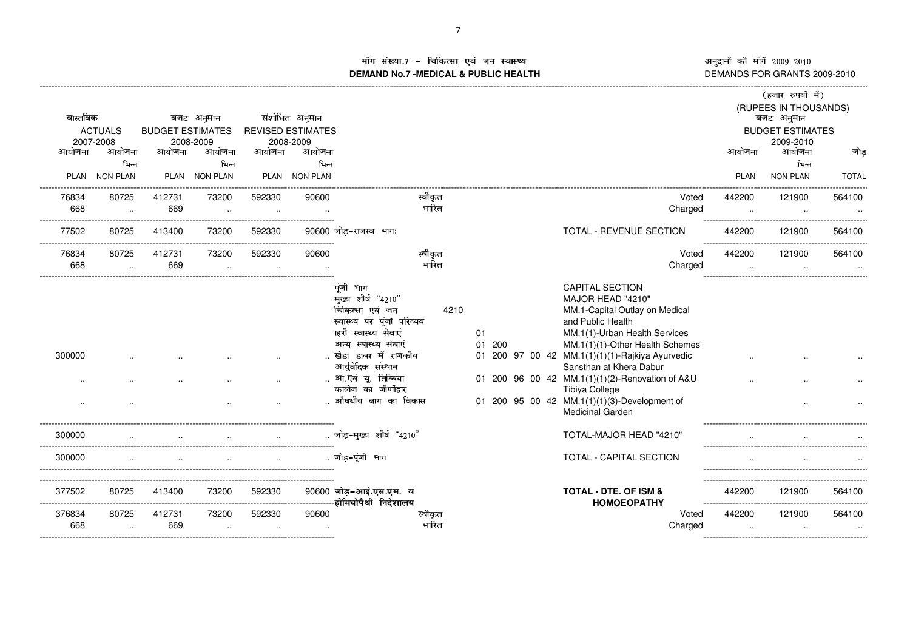# माँग संख्या.7 – चिकित्सा एवं जन स्वास्थ्य
# DEMAND No.7 -MEDICAL & PUBLIC HEALTH

अनुदानों की माँगें 2009 2010
DEMANDS FOR GRANTS 2009-2010

(हजार रुपयों में)
(RUPEES IN THOUSANDS)

| वास्तविक ACTUALS 2007-2008 | | बजट अनुमान BUDGET ESTIMATES 2008-2009 | | संशोधित अनुमान REVISED ESTIMATES 2008-2009 | | | | | बजट अनुमान BUDGET ESTIMATES 2009-2010 | | |
|---|---|---|---|---|---|---|---|---|---|---|---|
| आयोजना PLAN | आयोजना भिन्न NON-PLAN | आयोजना PLAN | आयोजना भिन्न NON-PLAN | आयोजना PLAN | आयोजना भिन्न NON-PLAN | | | | आयोजना PLAN | आयोजना भिन्न NON-PLAN | जोड़ TOTAL |
| 76834 | 80725 | 412731 | 73200 | 592330 | 90600 | स्वीकृत | | Voted | 442200 | 121900 | 564100 |
| 668 | .. | 669 | .. | .. | .. | भारित | | Charged | .. | .. | .. |
| 77502 | 80725 | 413400 | 73200 | 592330 | 90600 | जोड़-राजस्व भागः | | TOTAL - REVENUE SECTION | 442200 | 121900 | 564100 |
| 76834 | 80725 | 412731 | 73200 | 592330 | 90600 | स्वीकृत | | Voted | 442200 | 121900 | 564100 |
| 668 | .. | 669 | .. | .. | .. | भारित | | Charged | .. | .. | .. |
| | | | | | | पूंजी भाग | | CAPITAL SECTION | | | |
| | | | | | | मुख्य शीर्ष "4210" | | MAJOR HEAD "4210" | | | |
| | | | | | | चिकित्सा एवं जन स्वास्थ्य पर पूंजी परिव्यय | 4210 | MM.1-Capital Outlay on Medical and Public Health | | | |
| | | | | | | शहरी स्वास्थ्य सेवाएं | 01 | MM.1(1)-Urban Health Services | | | |
| | | | | | | अन्य स्वास्थ्य सेवाएं | 01 200 | MM.1(1)(1)-Other Health Schemes | | | |
| 300000 | .. | .. | .. | .. | .. | खेडा डाबर में राजकीय आयुर्वेदिक संस्थान | 01 200 97 00 42 | MM.1(1)(1)(1)-Rajkiya Ayurvedic Sansthan at Khera Dabur | .. | .. | .. |
| .. | .. | .. | .. | .. | .. | आ.एवं यू. तिब्बिया कालेज का जीर्णोद्वार | 01 200 96 00 42 | MM.1(1)(1)(2)-Renovation of A&U Tibiya College | .. | .. | .. |
| .. | .. | | .. | .. | .. | औषधीय बाग का विकास | 01 200 95 00 42 | MM.1(1)(1)(3)-Development of Medicinal Garden | | .. | .. |
| 300000 | .. | .. | .. | .. | .. | जोड़-मुख्य शीर्ष "4210" | | TOTAL-MAJOR HEAD "4210" | .. | .. | .. |
| 300000 | .. | .. | .. | .. | .. | जोड़-पूंजी भाग | | TOTAL - CAPITAL SECTION | .. | .. | .. |
| 377502 | 80725 | 413400 | 73200 | 592330 | 90600 | **जोड़-आइ.एस.एम. व होमियोपैथी निदेशालय** | | **TOTAL - DTE. OF ISM & HOMOEOPATHY** | 442200 | 121900 | 564100 |
| 376834 | 80725 | 412731 | 73200 | 592330 | 90600 | स्वीकृत | | Voted | 442200 | 121900 | 564100 |
| 668 | .. | 669 | .. | .. | .. | भारित | | Charged | .. | .. | .. |